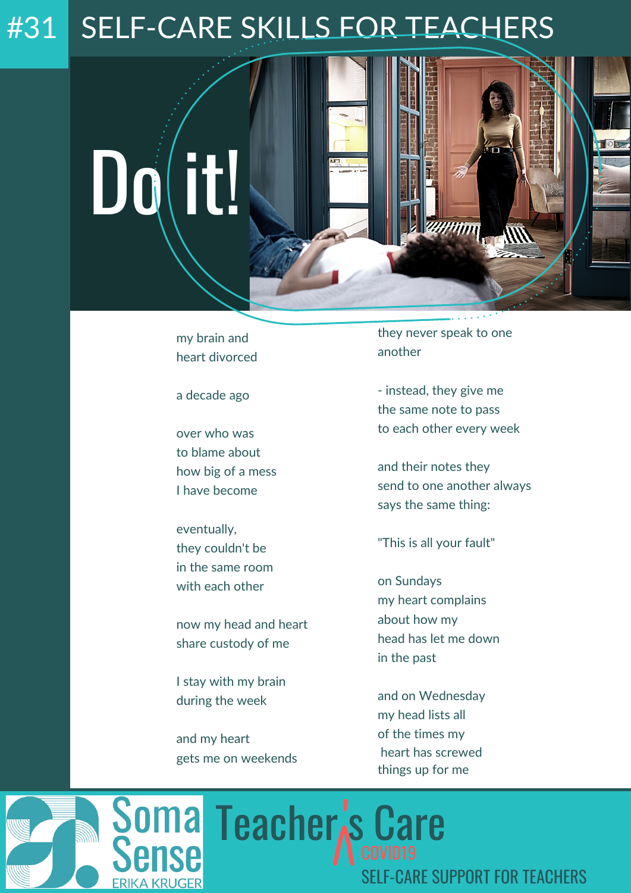# #31 SELF-CARE SKILLS FOR TEACHERS

## Do it!

my brain and
heart divorced

a decade ago

over who was
to blame about
how big of a mess
I have become

eventually,
they couldn't be
in the same room
with each other

now my head and heart
share custody of me

I stay with my brain
during the week

and my heart
gets me on weekends

they never speak to one
another

- instead, they give me
the same note to pass
to each other every week

and their notes they
send to one another always
says the same thing:

"This is all your fault"

on Sundays
my heart complains
about how my
head has let me down
in the past

and on Wednesday
my head lists all
of the times my
heart has screwed
things up for me

Soma Sense ERIKA KRUGER

Teacher's Care COVID19

SELF-CARE SUPPORT FOR TEACHERS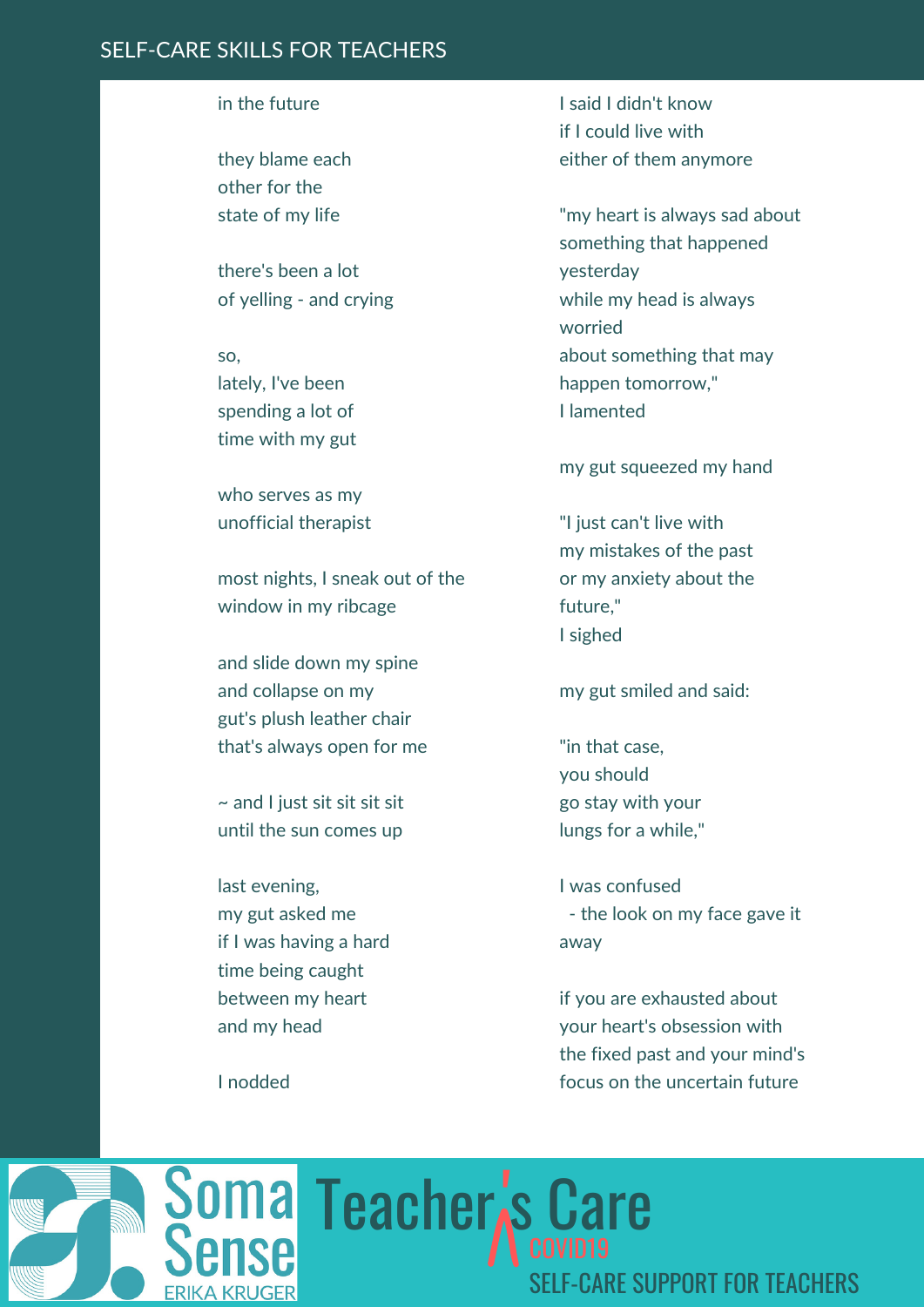in the future

they blame each
other for the
state of my life

there's been a lot
of yelling - and crying

so,
lately, I've been
spending a lot of
time with my gut

who serves as my
unofficial therapist

most nights, I sneak out of the
window in my ribcage

and slide down my spine
and collapse on my
gut's plush leather chair
that's always open for me

~ and I just sit sit sit sit
until the sun comes up

last evening,
my gut asked me
if I was having a hard
time being caught
between my heart
and my head

I nodded

I said I didn't know
if I could live with
either of them anymore

"my heart is always sad about
something that happened
yesterday
while my head is always
worried
about something that may
happen tomorrow,"
I lamented

my gut squeezed my hand

"I just can't live with
my mistakes of the past
or my anxiety about the
future,"
I sighed

my gut smiled and said:

"in that case,
you should
go stay with your
lungs for a while,"

I was confused
- the look on my face gave it
away

if you are exhausted about
your heart's obsession with
the fixed past and your mind's
focus on the uncertain future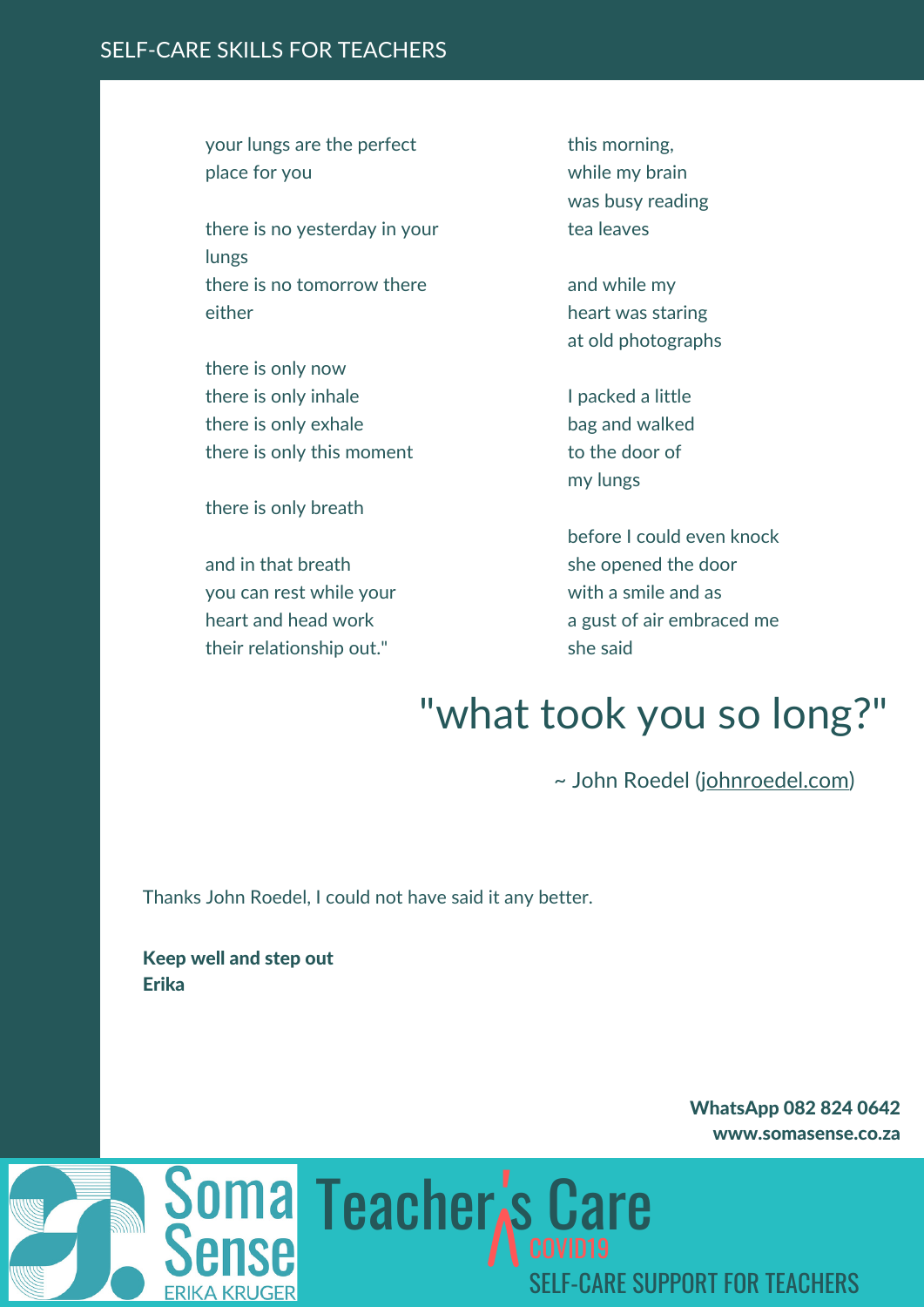your lungs are the perfect
place for you

there is no yesterday in your
lungs
there is no tomorrow there
either

there is only now
there is only inhale
there is only exhale
there is only this moment

there is only breath

and in that breath
you can rest while your
heart and head work
their relationship out."

this morning,
while my brain
was busy reading
tea leaves

and while my
heart was staring
at old photographs

I packed a little
bag and walked
to the door of
my lungs

before I could even knock
she opened the door
with a smile and as
a gust of air embraced me
she said

## "what took you so long?"

~ John Roedel (johnroedel.com)

Thanks John Roedel, I could not have said it any better.

**Keep well and step out**
**Erika**

**WhatsApp 082 824 0642**
**www.somasense.co.za**

Soma Sense ERIKA KRUGER — Teacher's Care COVID19 — SELF-CARE SUPPORT FOR TEACHERS